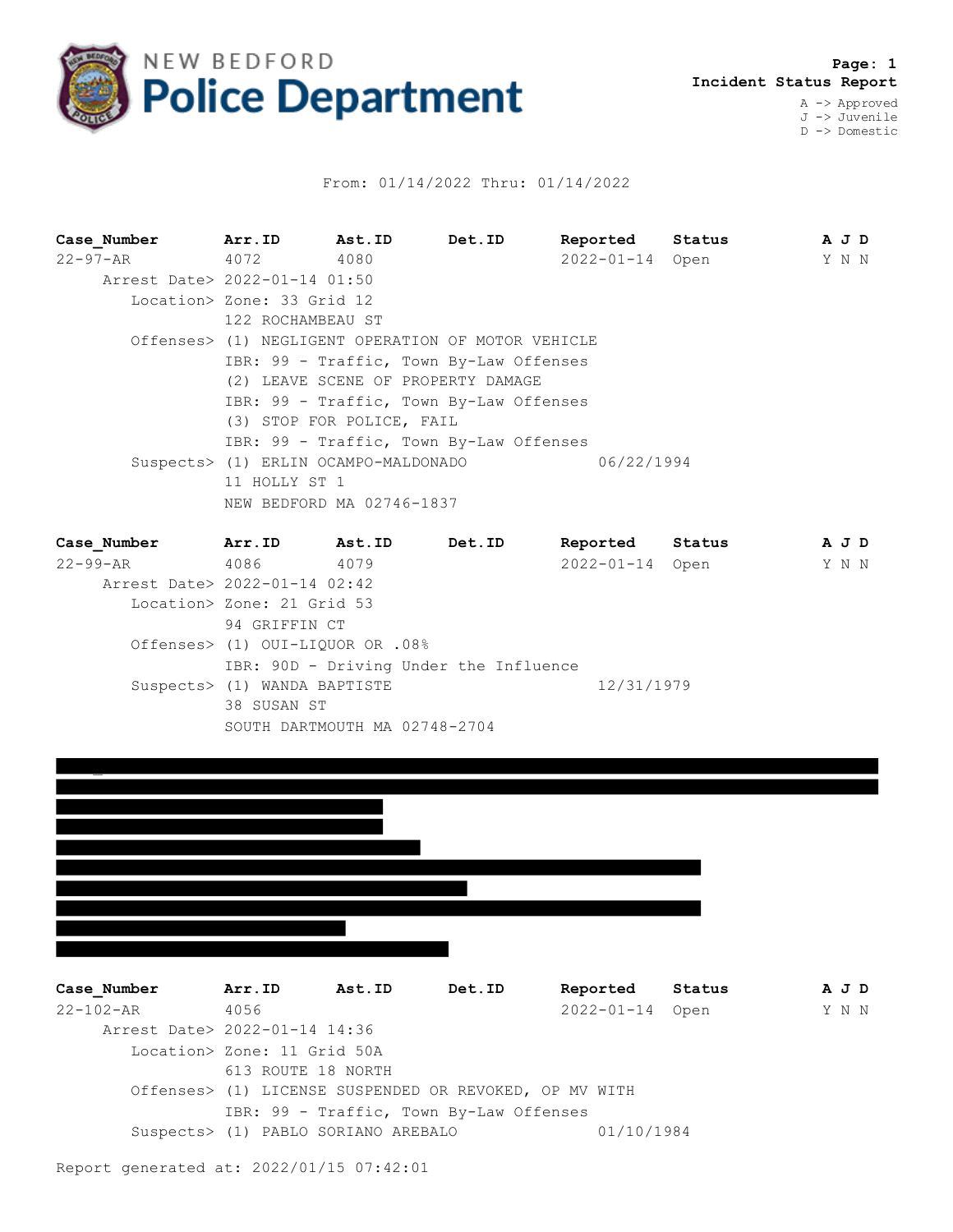**NEW BEDFORD Police Department**

**Incident Status Report**

A -> Approved
J -> Juvenile
D -> Domestic

From: 01/14/2022 Thru: 01/14/2022

| Case_Number | Arr.ID | Ast.ID | Det.ID | Reported | Status | A J D |
|---|---|---|---|---|---|---|
| 22-97-AR | 4072 | 4080 | | 2022-01-14 | Open | Y N N |

Arrest Date> 2022-01-14 01:50
Location> Zone: 33 Grid 12
122 ROCHAMBEAU ST
Offenses> (1) NEGLIGENT OPERATION OF MOTOR VEHICLE
IBR: 99 - Traffic, Town By-Law Offenses
(2) LEAVE SCENE OF PROPERTY DAMAGE
IBR: 99 - Traffic, Town By-Law Offenses
(3) STOP FOR POLICE, FAIL
IBR: 99 - Traffic, Town By-Law Offenses
Suspects> (1) ERLIN OCAMPO-MALDONADO 06/22/1994
11 HOLLY ST 1
NEW BEDFORD MA 02746-1837

| Case_Number | Arr.ID | Ast.ID | Det.ID | Reported | Status | A J D |
|---|---|---|---|---|---|---|
| 22-99-AR | 4086 | 4079 | | 2022-01-14 | Open | Y N N |

Arrest Date> 2022-01-14 02:42
Location> Zone: 21 Grid 53
94 GRIFFIN CT
Offenses> (1) OUI-LIQUOR OR .08%
IBR: 90D - Driving Under the Influence
Suspects> (1) WANDA BAPTISTE 12/31/1979
38 SUSAN ST
SOUTH DARTMOUTH MA 02748-2704

| Case_Number | Arr.ID | Ast.ID | Det.ID | Reported | Status | A J D |
|---|---|---|---|---|---|---|
| 22-102-AR | 4056 | | | 2022-01-14 | Open | Y N N |

Arrest Date> 2022-01-14 14:36
Location> Zone: 11 Grid 50A
613 ROUTE 18 NORTH
Offenses> (1) LICENSE SUSPENDED OR REVOKED, OP MV WITH
IBR: 99 - Traffic, Town By-Law Offenses
Suspects> (1) PABLO SORIANO AREBALO 01/10/1984

Report generated at: 2022/01/15 07:42:01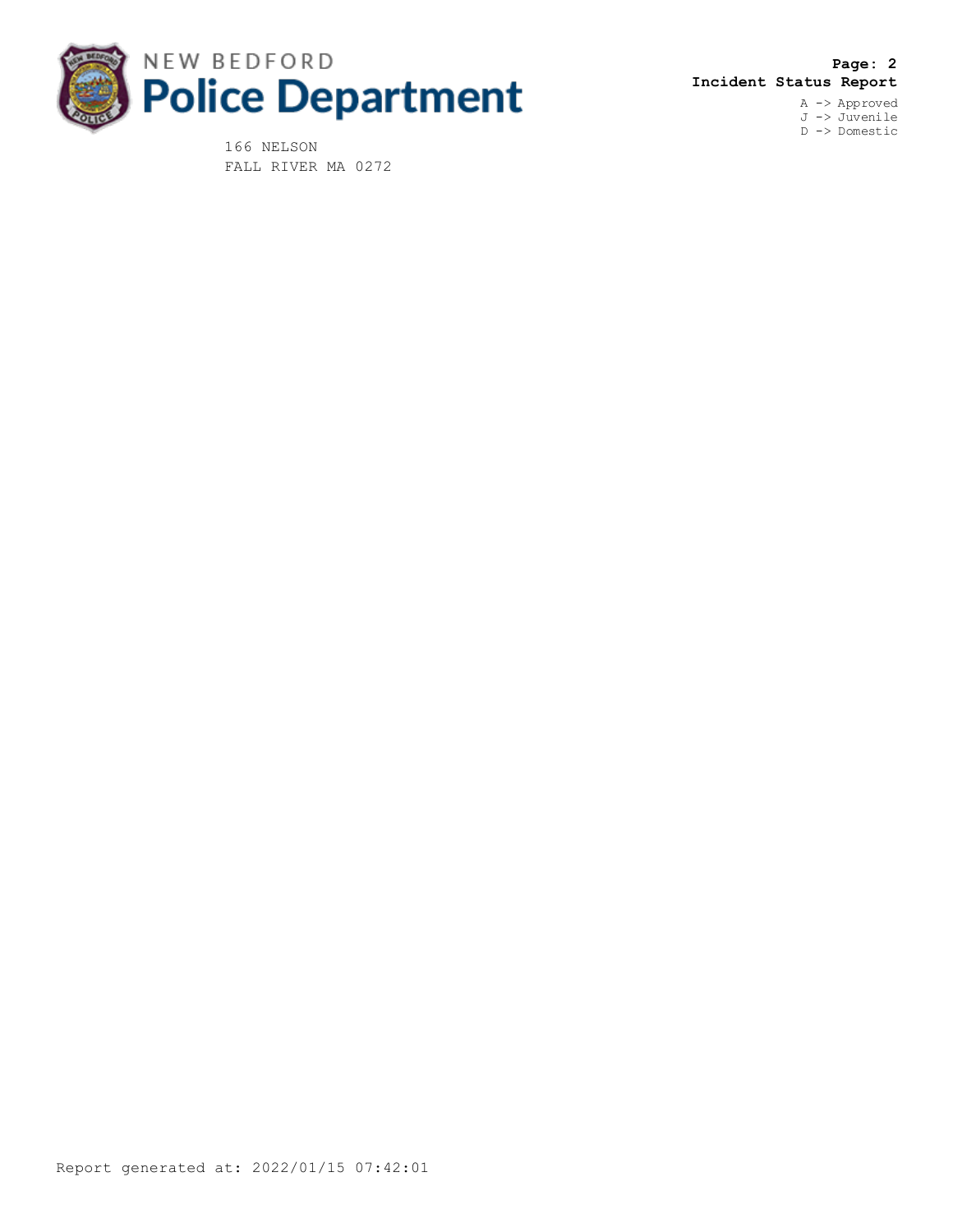166 NELSON
FALL RIVER MA 0272